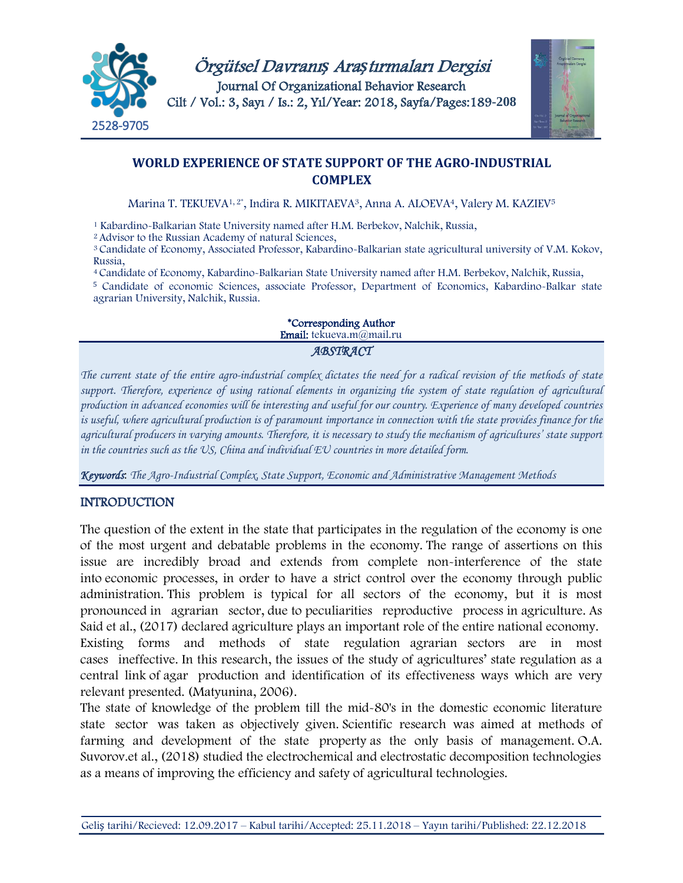# WORLD EXPERIENCE OF STATE SUPPORT OF THE AGRO-INDUSTRIAL COMPLEX

Marina T. TEKUEVA[1, 2*], Indira R. MIKITAEVA[3], Anna A. ALOEVA[4], Valery M. KAZIEV[5]

[1] Kabardino-Balkarian State University named after H.M. Berbekov, Nalchik, Russia,
[2] Advisor to the Russian Academy of natural Sciences,
[3] Candidate of Economy, Associated Professor, Kabardino-Balkarian state agricultural university of V.M. Kokov, Russia,
[4] Candidate of Economy, Kabardino-Balkarian State University named after H.M. Berbekov, Nalchik, Russia,
[5] Candidate of economic Sciences, associate Professor, Department of Economics, Kabardino-Balkar state agrarian University, Nalchik, Russia.

*Corresponding Author
**Email:** tekueva.m@mail.ru

## ABSTRACT

*The current state of the entire agro-industrial complex dictates the need for a radical revision of the methods of state support. Therefore, experience of using rational elements in organizing the system of state regulation of agricultural production in advanced economies will be interesting and useful for our country. Experience of many developed countries is useful, where agricultural production is of paramount importance in connection with the state provides finance for the agricultural producers in varying amounts. Therefore, it is necessary to study the mechanism of agricultures' state support in the countries such as the US, China and individual EU countries in more detailed form.*

***Keywords**: The Agro-Industrial Complex, State Support, Economic and Administrative Management Methods*

## INTRODUCTION

The question of the extent in the state that participates in the regulation of the economy is one of the most urgent and debatable problems in the economy. The range of assertions on this issue are incredibly broad and extends from complete non-interference of the state into economic processes, in order to have a strict control over the economy through public administration. This problem is typical for all sectors of the economy, but it is most pronounced in agrarian sector, due to peculiarities reproductive process in agriculture. As Said et al., (2017) declared agriculture plays an important role of the entire national economy.
Existing forms and methods of state regulation agrarian sectors are in most cases ineffective. In this research, the issues of the study of agricultures' state regulation as a central link of agar production and identification of its effectiveness ways which are very relevant presented. (Matyunina, 2006).
The state of knowledge of the problem till the mid-80's in the domestic economic literature state sector was taken as objectively given. Scientific research was aimed at methods of farming and development of the state property as the only basis of management. O.A. Suvorov.et al., (2018) studied the electrochemical and electrostatic decomposition technologies as a means of improving the efficiency and safety of agricultural technologies.

Geliş tarihi/Recieved: 12.09.2017 – Kabul tarihi/Accepted: 25.11.2018 – Yayın tarihi/Published: 22.12.2018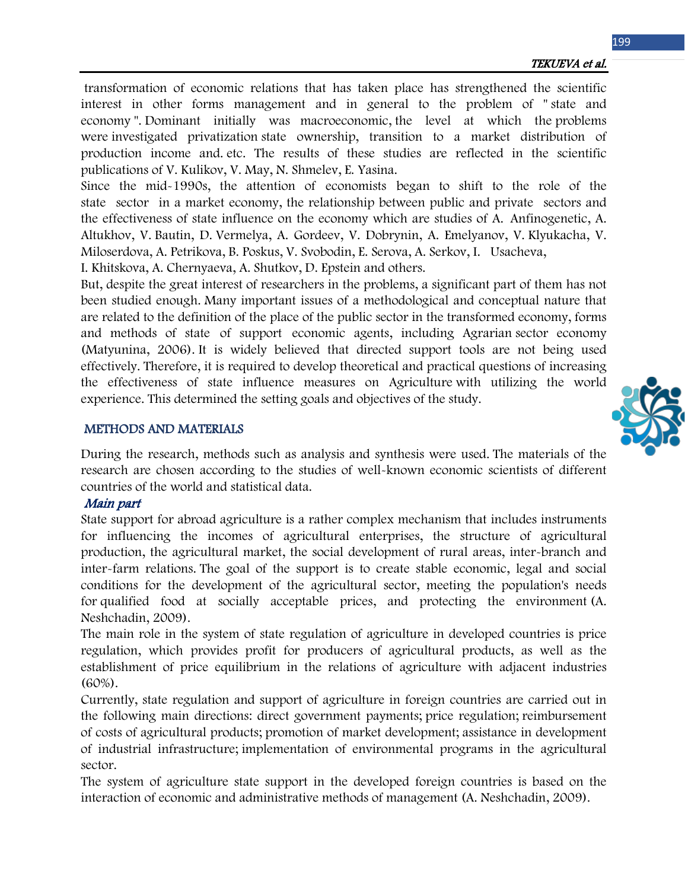transformation of economic relations that has taken place has strengthened the scientific interest in other forms management and in general to the problem of " state and economy ". Dominant initially was macroeconomic, the level at which the problems were investigated privatization state ownership, transition to a market distribution of production income and. etc. The results of these studies are reflected in the scientific publications of V. Kulikov, V. May, N. Shmelev, E. Yasina.

Since the mid-1990s, the attention of economists began to shift to the role of the state sector in a market economy, the relationship between public and private sectors and the effectiveness of state influence on the economy which are studies of A. Anfinogenetic, A. Altukhov, V. Bautin, D. Vermelya, A. Gordeev, V. Dobrynin, A. Emelyanov, V. Klyukacha, V. Miloserdova, A. Petrikova, B. Poskus, V. Svobodin, E. Serova, A. Serkov, I. Usacheva, I. Khitskova, A. Chernyaeva, A. Shutkov, D. Epstein and others.

But, despite the great interest of researchers in the problems, a significant part of them has not been studied enough. Many important issues of a methodological and conceptual nature that are related to the definition of the place of the public sector in the transformed economy, forms and methods of state of support economic agents, including Agrarian sector economy (Matyunina, 2006). It is widely believed that directed support tools are not being used effectively. Therefore, it is required to develop theoretical and practical questions of increasing the effectiveness of state influence measures on Agriculture with utilizing the world experience. This determined the setting goals and objectives of the study.

## METHODS AND MATERIALS

During the research, methods such as analysis and synthesis were used. The materials of the research are chosen according to the studies of well-known economic scientists of different countries of the world and statistical data.

### *Main part*

State support for abroad agriculture is a rather complex mechanism that includes instruments for influencing the incomes of agricultural enterprises, the structure of agricultural production, the agricultural market, the social development of rural areas, inter-branch and inter-farm relations. The goal of the support is to create stable economic, legal and social conditions for the development of the agricultural sector, meeting the population's needs for qualified food at socially acceptable prices, and protecting the environment (A. Neshchadin, 2009).

The main role in the system of state regulation of agriculture in developed countries is price regulation, which provides profit for producers of agricultural products, as well as the establishment of price equilibrium in the relations of agriculture with adjacent industries (60%).

Currently, state regulation and support of agriculture in foreign countries are carried out in the following main directions: direct government payments; price regulation; reimbursement of costs of agricultural products; promotion of market development; assistance in development of industrial infrastructure; implementation of environmental programs in the agricultural sector.

The system of agriculture state support in the developed foreign countries is based on the interaction of economic and administrative methods of management (A. Neshchadin, 2009).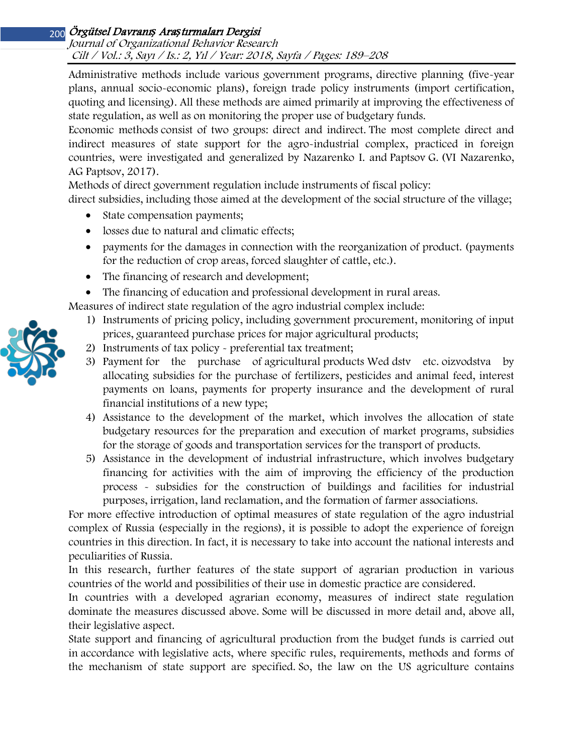Administrative methods include various government programs, directive planning (five-year plans, annual socio-economic plans), foreign trade policy instruments (import certification, quoting and licensing). All these methods are aimed primarily at improving the effectiveness of state regulation, as well as on monitoring the proper use of budgetary funds.

Economic methods consist of two groups: direct and indirect. The most complete direct and indirect measures of state support for the agro-industrial complex, practiced in foreign countries, were investigated and generalized by Nazarenko I. and Paptsov G. (VI Nazarenko, AG Paptsov, 2017).

Methods of direct government regulation include instruments of fiscal policy:

direct subsidies, including those aimed at the development of the social structure of the village;

- State compensation payments;
- losses due to natural and climatic effects;
- payments for the damages in connection with the reorganization of product. (payments for the reduction of crop areas, forced slaughter of cattle, etc.).
- The financing of research and development;
- The financing of education and professional development in rural areas.

Measures of indirect state regulation of the agro industrial complex include:

1) Instruments of pricing policy, including government procurement, monitoring of input prices, guaranteed purchase prices for major agricultural products;
2) Instruments of tax policy - preferential tax treatment;
3) Payment for the purchase of agricultural products Wed dstv etc. oizvodstva by allocating subsidies for the purchase of fertilizers, pesticides and animal feed, interest payments on loans, payments for property insurance and the development of rural financial institutions of a new type;
4) Assistance to the development of the market, which involves the allocation of state budgetary resources for the preparation and execution of market programs, subsidies for the storage of goods and transportation services for the transport of products.
5) Assistance in the development of industrial infrastructure, which involves budgetary financing for activities with the aim of improving the efficiency of the production process - subsidies for the construction of buildings and facilities for industrial purposes, irrigation, land reclamation, and the formation of farmer associations.

For more effective introduction of optimal measures of state regulation of the agro industrial complex of Russia (especially in the regions), it is possible to adopt the experience of foreign countries in this direction. In fact, it is necessary to take into account the national interests and peculiarities of Russia.

In this research, further features of the state support of agrarian production in various countries of the world and possibilities of their use in domestic practice are considered.

In countries with a developed agrarian economy, measures of indirect state regulation dominate the measures discussed above. Some will be discussed in more detail and, above all, their legislative aspect.

State support and financing of agricultural production from the budget funds is carried out in accordance with legislative acts, where specific rules, requirements, methods and forms of the mechanism of state support are specified. So, the law on the US agriculture contains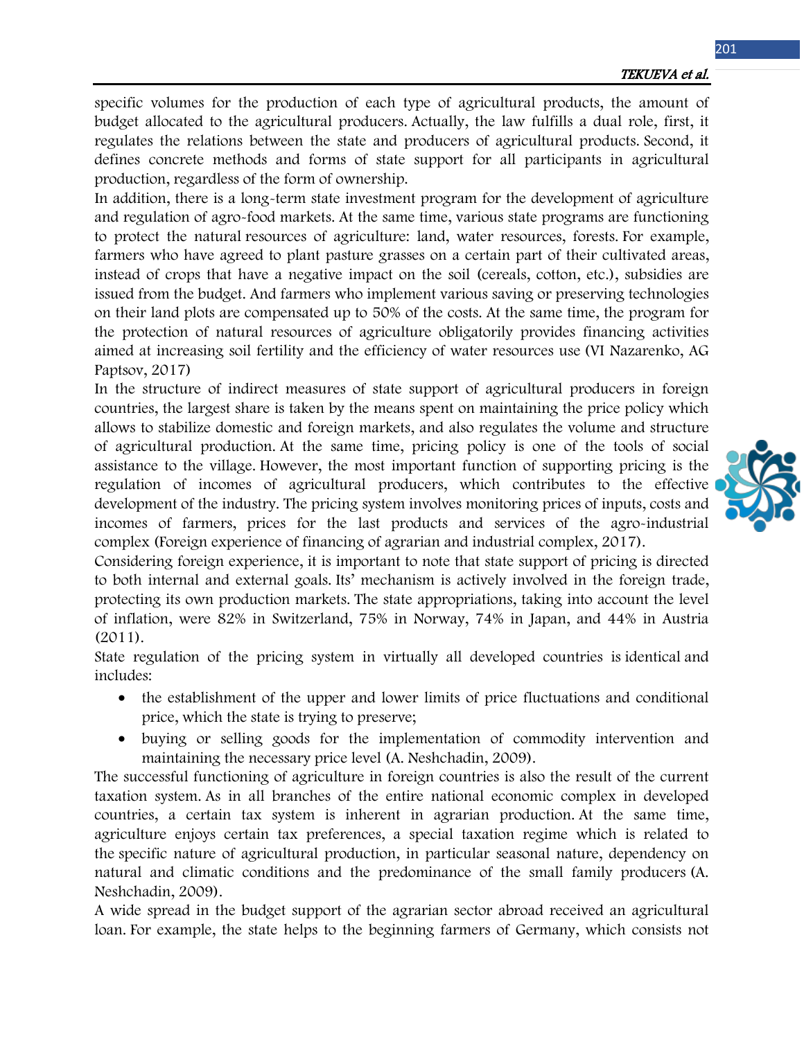specific volumes for the production of each type of agricultural products, the amount of budget allocated to the agricultural producers. Actually, the law fulfills a dual role, first, it regulates the relations between the state and producers of agricultural products. Second, it defines concrete methods and forms of state support for all participants in agricultural production, regardless of the form of ownership.

In addition, there is a long-term state investment program for the development of agriculture and regulation of agro-food markets. At the same time, various state programs are functioning to protect the natural resources of agriculture: land, water resources, forests. For example, farmers who have agreed to plant pasture grasses on a certain part of their cultivated areas, instead of crops that have a negative impact on the soil (cereals, cotton, etc.), subsidies are issued from the budget. And farmers who implement various saving or preserving technologies on their land plots are compensated up to 50% of the costs. At the same time, the program for the protection of natural resources of agriculture obligatorily provides financing activities aimed at increasing soil fertility and the efficiency of water resources use (VI Nazarenko, AG Paptsov, 2017)

In the structure of indirect measures of state support of agricultural producers in foreign countries, the largest share is taken by the means spent on maintaining the price policy which allows to stabilize domestic and foreign markets, and also regulates the volume and structure of agricultural production. At the same time, pricing policy is one of the tools of social assistance to the village. However, the most important function of supporting pricing is the regulation of incomes of agricultural producers, which contributes to the effective development of the industry. The pricing system involves monitoring prices of inputs, costs and incomes of farmers, prices for the last products and services of the agro-industrial complex (Foreign experience of financing of agrarian and industrial complex, 2017).

Considering foreign experience, it is important to note that state support of pricing is directed to both internal and external goals. Its' mechanism is actively involved in the foreign trade, protecting its own production markets. The state appropriations, taking into account the level of inflation, were 82% in Switzerland, 75% in Norway, 74% in Japan, and 44% in Austria (2011).

State regulation of the pricing system in virtually all developed countries is identical and includes:

- the establishment of the upper and lower limits of price fluctuations and conditional price, which the state is trying to preserve;
- buying or selling goods for the implementation of commodity intervention and maintaining the necessary price level (A. Neshchadin, 2009).

The successful functioning of agriculture in foreign countries is also the result of the current taxation system. As in all branches of the entire national economic complex in developed countries, a certain tax system is inherent in agrarian production. At the same time, agriculture enjoys certain tax preferences, a special taxation regime which is related to the specific nature of agricultural production, in particular seasonal nature, dependency on natural and climatic conditions and the predominance of the small family producers (A. Neshchadin, 2009).

A wide spread in the budget support of the agrarian sector abroad received an agricultural loan. For example, the state helps to the beginning farmers of Germany, which consists not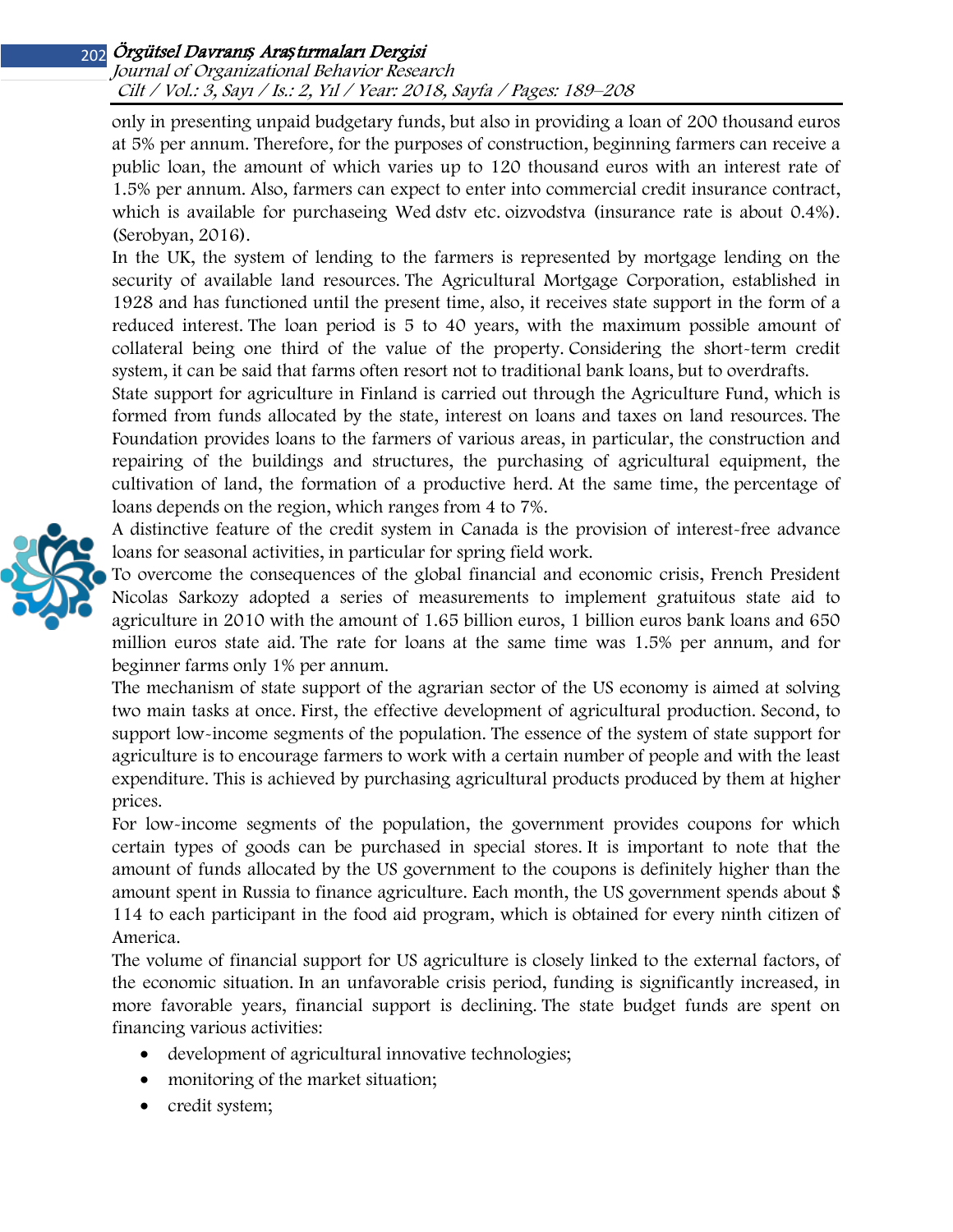only in presenting unpaid budgetary funds, but also in providing a loan of 200 thousand euros at 5% per annum. Therefore, for the purposes of construction, beginning farmers can receive a public loan, the amount of which varies up to 120 thousand euros with an interest rate of 1.5% per annum. Also, farmers can expect to enter into commercial credit insurance contract, which is available for purchaseing Wed dstv etc. oizvodstva (insurance rate is about 0.4%). (Serobyan, 2016).

In the UK, the system of lending to the farmers is represented by mortgage lending on the security of available land resources. The Agricultural Mortgage Corporation, established in 1928 and has functioned until the present time, also, it receives state support in the form of a reduced interest. The loan period is 5 to 40 years, with the maximum possible amount of collateral being one third of the value of the property. Considering the short-term credit system, it can be said that farms often resort not to traditional bank loans, but to overdrafts.

State support for agriculture in Finland is carried out through the Agriculture Fund, which is formed from funds allocated by the state, interest on loans and taxes on land resources. The Foundation provides loans to the farmers of various areas, in particular, the construction and repairing of the buildings and structures, the purchasing of agricultural equipment, the cultivation of land, the formation of a productive herd. At the same time, the percentage of loans depends on the region, which ranges from 4 to 7%.

A distinctive feature of the credit system in Canada is the provision of interest-free advance loans for seasonal activities, in particular for spring field work.

To overcome the consequences of the global financial and economic crisis, French President Nicolas Sarkozy adopted a series of measurements to implement gratuitous state aid to agriculture in 2010 with the amount of 1.65 billion euros, 1 billion euros bank loans and 650 million euros state aid. The rate for loans at the same time was 1.5% per annum, and for beginner farms only 1% per annum.

The mechanism of state support of the agrarian sector of the US economy is aimed at solving two main tasks at once. First, the effective development of agricultural production. Second, to support low-income segments of the population. The essence of the system of state support for agriculture is to encourage farmers to work with a certain number of people and with the least expenditure. This is achieved by purchasing agricultural products produced by them at higher prices.

For low-income segments of the population, the government provides coupons for which certain types of goods can be purchased in special stores. It is important to note that the amount of funds allocated by the US government to the coupons is definitely higher than the amount spent in Russia to finance agriculture. Each month, the US government spends about $ 114 to each participant in the food aid program, which is obtained for every ninth citizen of America.

The volume of financial support for US agriculture is closely linked to the external factors, of the economic situation. In an unfavorable crisis period, funding is significantly increased, in more favorable years, financial support is declining. The state budget funds are spent on financing various activities:

- development of agricultural innovative technologies;
- monitoring of the market situation;
- credit system;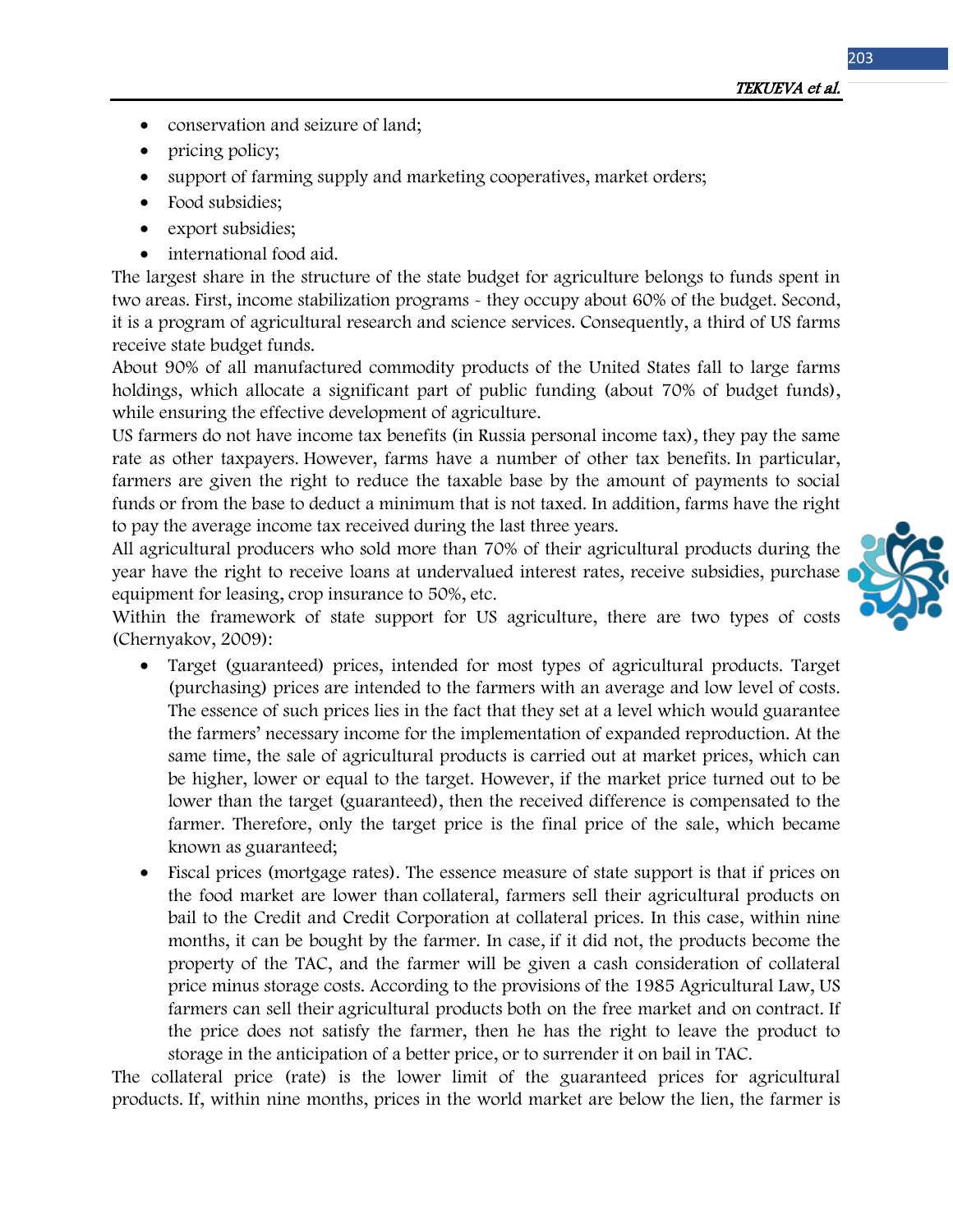- conservation and seizure of land;
- pricing policy;
- support of farming supply and marketing cooperatives, market orders;
- Food subsidies;
- export subsidies;
- international food aid.

The largest share in the structure of the state budget for agriculture belongs to funds spent in two areas. First, income stabilization programs - they occupy about 60% of the budget. Second, it is a program of agricultural research and science services. Consequently, a third of US farms receive state budget funds.

About 90% of all manufactured commodity products of the United States fall to large farms holdings, which allocate a significant part of public funding (about 70% of budget funds), while ensuring the effective development of agriculture.

US farmers do not have income tax benefits (in Russia personal income tax), they pay the same rate as other taxpayers. However, farms have a number of other tax benefits. In particular, farmers are given the right to reduce the taxable base by the amount of payments to social funds or from the base to deduct a minimum that is not taxed. In addition, farms have the right to pay the average income tax received during the last three years.

All agricultural producers who sold more than 70% of their agricultural products during the year have the right to receive loans at undervalued interest rates, receive subsidies, purchase equipment for leasing, crop insurance to 50%, etc.

Within the framework of state support for US agriculture, there are two types of costs (Chernyakov, 2009):

- Target (guaranteed) prices, intended for most types of agricultural products. Target (purchasing) prices are intended to the farmers with an average and low level of costs. The essence of such prices lies in the fact that they set at a level which would guarantee the farmers' necessary income for the implementation of expanded reproduction. At the same time, the sale of agricultural products is carried out at market prices, which can be higher, lower or equal to the target. However, if the market price turned out to be lower than the target (guaranteed), then the received difference is compensated to the farmer. Therefore, only the target price is the final price of the sale, which became known as guaranteed;
- Fiscal prices (mortgage rates). The essence measure of state support is that if prices on the food market are lower than collateral, farmers sell their agricultural products on bail to the Credit and Credit Corporation at collateral prices. In this case, within nine months, it can be bought by the farmer. In case, if it did not, the products become the property of the TAC, and the farmer will be given a cash consideration of collateral price minus storage costs. According to the provisions of the 1985 Agricultural Law, US farmers can sell their agricultural products both on the free market and on contract. If the price does not satisfy the farmer, then he has the right to leave the product to storage in the anticipation of a better price, or to surrender it on bail in TAC.

The collateral price (rate) is the lower limit of the guaranteed prices for agricultural products. If, within nine months, prices in the world market are below the lien, the farmer is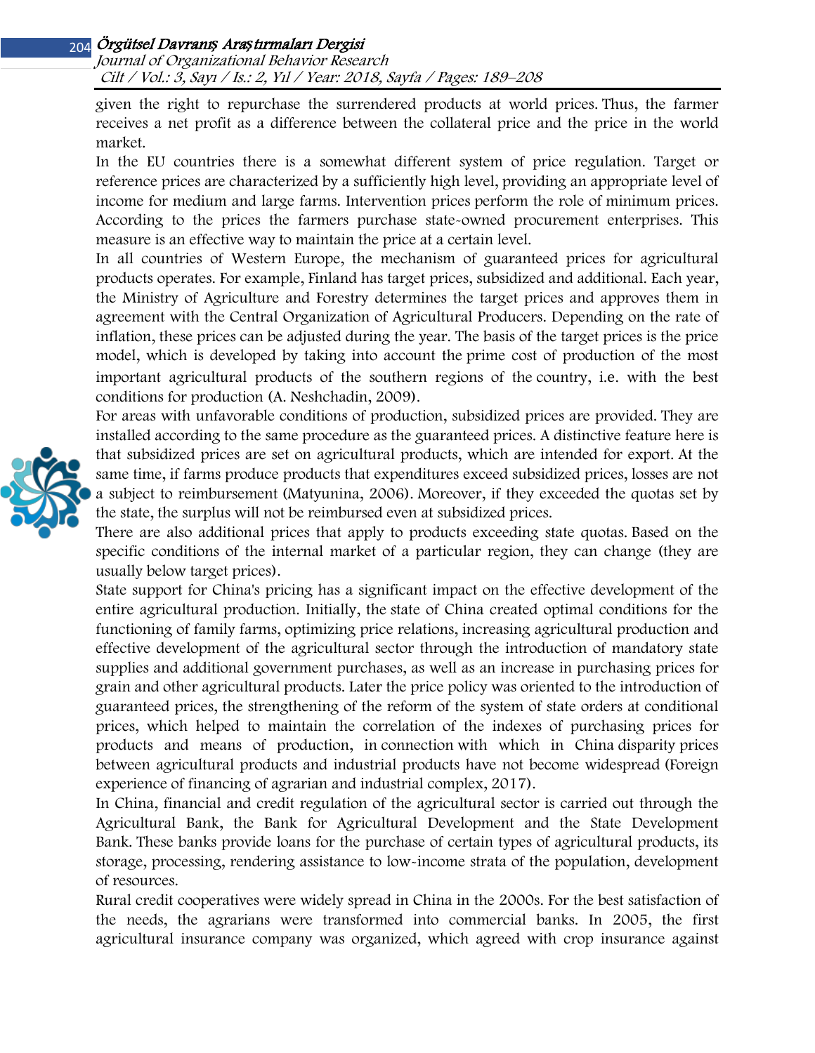given the right to repurchase the surrendered products at world prices. Thus, the farmer receives a net profit as a difference between the collateral price and the price in the world market.

In the EU countries there is a somewhat different system of price regulation. Target or reference prices are characterized by a sufficiently high level, providing an appropriate level of income for medium and large farms. Intervention prices perform the role of minimum prices. According to the prices the farmers purchase state-owned procurement enterprises. This measure is an effective way to maintain the price at a certain level.

In all countries of Western Europe, the mechanism of guaranteed prices for agricultural products operates. For example, Finland has target prices, subsidized and additional. Each year, the Ministry of Agriculture and Forestry determines the target prices and approves them in agreement with the Central Organization of Agricultural Producers. Depending on the rate of inflation, these prices can be adjusted during the year. The basis of the target prices is the price model, which is developed by taking into account the prime cost of production of the most important agricultural products of the southern regions of the country, i.e. with the best conditions for production (A. Neshchadin, 2009).

For areas with unfavorable conditions of production, subsidized prices are provided. They are installed according to the same procedure as the guaranteed prices. A distinctive feature here is that subsidized prices are set on agricultural products, which are intended for export. At the same time, if farms produce products that expenditures exceed subsidized prices, losses are not a subject to reimbursement (Matyunina, 2006). Moreover, if they exceeded the quotas set by the state, the surplus will not be reimbursed even at subsidized prices.

There are also additional prices that apply to products exceeding state quotas. Based on the specific conditions of the internal market of a particular region, they can change (they are usually below target prices).

State support for China's pricing has a significant impact on the effective development of the entire agricultural production. Initially, the state of China created optimal conditions for the functioning of family farms, optimizing price relations, increasing agricultural production and effective development of the agricultural sector through the introduction of mandatory state supplies and additional government purchases, as well as an increase in purchasing prices for grain and other agricultural products. Later the price policy was oriented to the introduction of guaranteed prices, the strengthening of the reform of the system of state orders at conditional prices, which helped to maintain the correlation of the indexes of purchasing prices for products and means of production, in connection with which in China disparity prices between agricultural products and industrial products have not become widespread (Foreign experience of financing of agrarian and industrial complex, 2017).

In China, financial and credit regulation of the agricultural sector is carried out through the Agricultural Bank, the Bank for Agricultural Development and the State Development Bank. These banks provide loans for the purchase of certain types of agricultural products, its storage, processing, rendering assistance to low-income strata of the population, development of resources.

Rural credit cooperatives were widely spread in China in the 2000s. For the best satisfaction of the needs, the agrarians were transformed into commercial banks. In 2005, the first agricultural insurance company was organized, which agreed with crop insurance against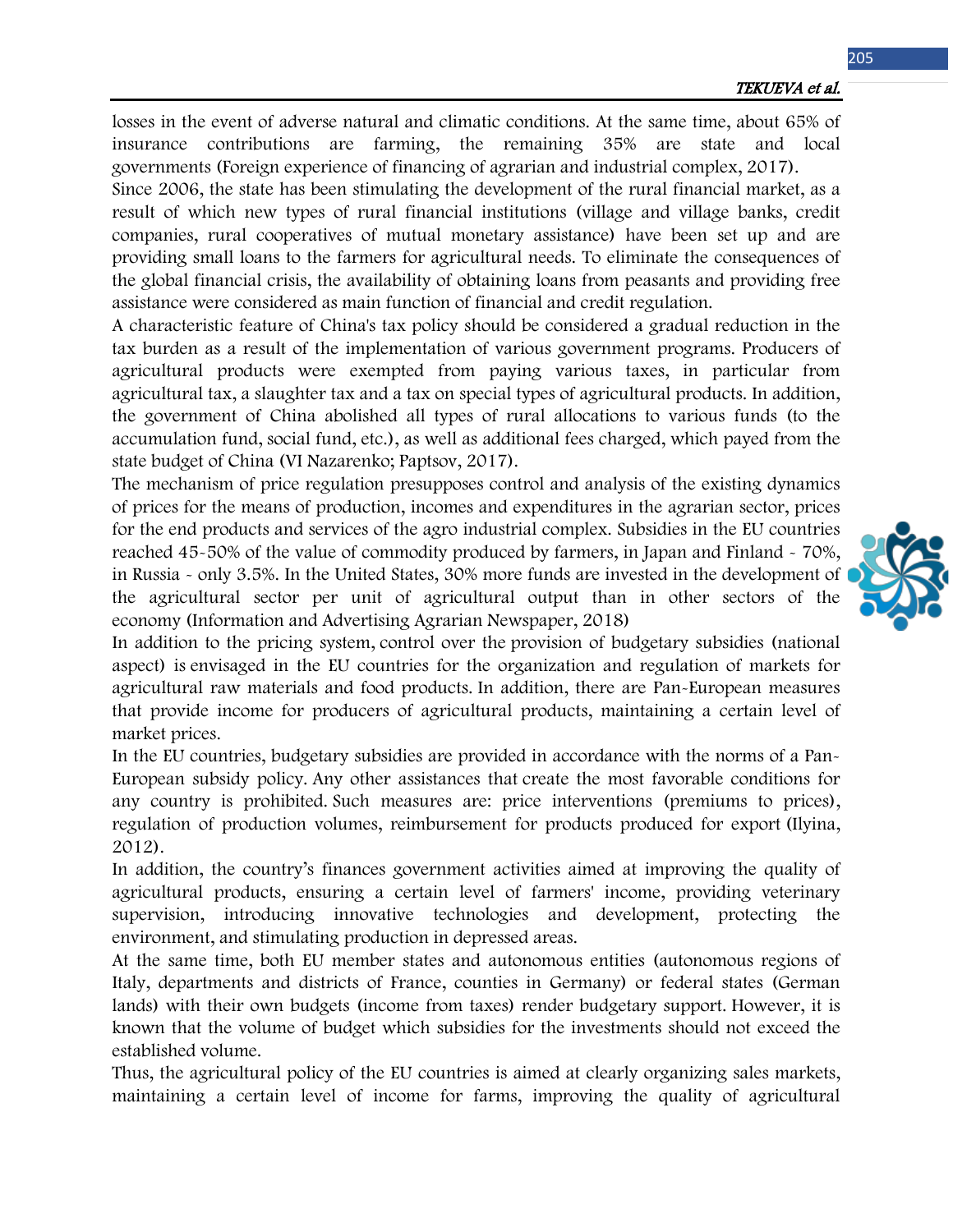losses in the event of adverse natural and climatic conditions. At the same time, about 65% of insurance contributions are farming, the remaining 35% are state and local governments (Foreign experience of financing of agrarian and industrial complex, 2017).

Since 2006, the state has been stimulating the development of the rural financial market, as a result of which new types of rural financial institutions (village and village banks, credit companies, rural cooperatives of mutual monetary assistance) have been set up and are providing small loans to the farmers for agricultural needs. To eliminate the consequences of the global financial crisis, the availability of obtaining loans from peasants and providing free assistance were considered as main function of financial and credit regulation.

A characteristic feature of China's tax policy should be considered a gradual reduction in the tax burden as a result of the implementation of various government programs. Producers of agricultural products were exempted from paying various taxes, in particular from agricultural tax, a slaughter tax and a tax on special types of agricultural products. In addition, the government of China abolished all types of rural allocations to various funds (to the accumulation fund, social fund, etc.), as well as additional fees charged, which payed from the state budget of China (VI Nazarenko; Paptsov, 2017).

The mechanism of price regulation presupposes control and analysis of the existing dynamics of prices for the means of production, incomes and expenditures in the agrarian sector, prices for the end products and services of the agro industrial complex. Subsidies in the EU countries reached 45-50% of the value of commodity produced by farmers, in Japan and Finland - 70%, in Russia - only 3.5%. In the United States, 30% more funds are invested in the development of the agricultural sector per unit of agricultural output than in other sectors of the economy (Information and Advertising Agrarian Newspaper, 2018)

In addition to the pricing system, control over the provision of budgetary subsidies (national aspect) is envisaged in the EU countries for the organization and regulation of markets for agricultural raw materials and food products. In addition, there are Pan-European measures that provide income for producers of agricultural products, maintaining a certain level of market prices.

In the EU countries, budgetary subsidies are provided in accordance with the norms of a Pan-European subsidy policy. Any other assistances that create the most favorable conditions for any country is prohibited. Such measures are: price interventions (premiums to prices), regulation of production volumes, reimbursement for products produced for export (Ilyina, 2012).

In addition, the country's finances government activities aimed at improving the quality of agricultural products, ensuring a certain level of farmers' income, providing veterinary supervision, introducing innovative technologies and development, protecting the environment, and stimulating production in depressed areas.

At the same time, both EU member states and autonomous entities (autonomous regions of Italy, departments and districts of France, counties in Germany) or federal states (German lands) with their own budgets (income from taxes) render budgetary support. However, it is known that the volume of budget which subsidies for the investments should not exceed the established volume.

Thus, the agricultural policy of the EU countries is aimed at clearly organizing sales markets, maintaining a certain level of income for farms, improving the quality of agricultural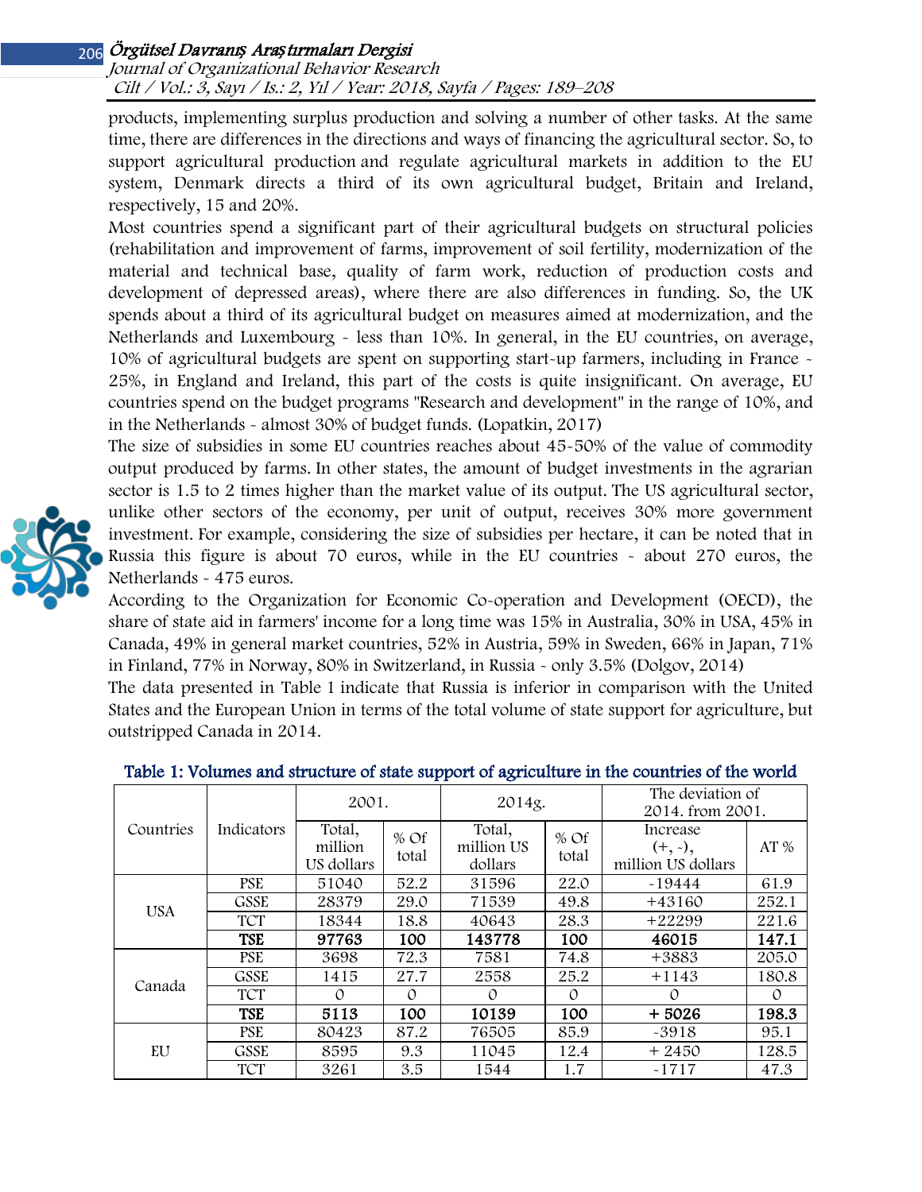products, implementing surplus production and solving a number of other tasks. At the same time, there are differences in the directions and ways of financing the agricultural sector. So, to support agricultural production and regulate agricultural markets in addition to the EU system, Denmark directs a third of its own agricultural budget, Britain and Ireland, respectively, 15 and 20%.

Most countries spend a significant part of their agricultural budgets on structural policies (rehabilitation and improvement of farms, improvement of soil fertility, modernization of the material and technical base, quality of farm work, reduction of production costs and development of depressed areas), where there are also differences in funding. So, the UK spends about a third of its agricultural budget on measures aimed at modernization, and the Netherlands and Luxembourg - less than 10%. In general, in the EU countries, on average, 10% of agricultural budgets are spent on supporting start-up farmers, including in France - 25%, in England and Ireland, this part of the costs is quite insignificant. On average, EU countries spend on the budget programs "Research and development" in the range of 10%, and in the Netherlands - almost 30% of budget funds. (Lopatkin, 2017)

The size of subsidies in some EU countries reaches about 45-50% of the value of commodity output produced by farms. In other states, the amount of budget investments in the agrarian sector is 1.5 to 2 times higher than the market value of its output. The US agricultural sector, unlike other sectors of the economy, per unit of output, receives 30% more government investment. For example, considering the size of subsidies per hectare, it can be noted that in Russia this figure is about 70 euros, while in the EU countries - about 270 euros, the Netherlands - 475 euros.

According to the Organization for Economic Co-operation and Development (OECD), the share of state aid in farmers' income for a long time was 15% in Australia, 30% in USA, 45% in Canada, 49% in general market countries, 52% in Austria, 59% in Sweden, 66% in Japan, 71% in Finland, 77% in Norway, 80% in Switzerland, in Russia - only 3.5% (Dolgov, 2014)

The data presented in Table 1 indicate that Russia is inferior in comparison with the United States and the European Union in terms of the total volume of state support for agriculture, but outstripped Canada in 2014.

**Table 1: Volumes and structure of state support of agriculture in the countries of the world**

| Countries | Indicators | 2001. | | 2014g. | | The deviation of 2014. from 2001. | |
|---|---|---|---|---|---|---|---|
| | | Total, million US dollars | % Of total | Total, million US dollars | % Of total | Increase (+, -), million US dollars | AT % |
| USA | PSE | 51040 | 52.2 | 31596 | 22.0 | -19444 | 61.9 |
| | GSSE | 28379 | 29.0 | 71539 | 49.8 | +43160 | 252.1 |
| | TCT | 18344 | 18.8 | 40643 | 28.3 | +22299 | 221.6 |
| | **TSE** | **97763** | **100** | **143778** | **100** | **46015** | **147.1** |
| Canada | PSE | 3698 | 72.3 | 7581 | 74.8 | +3883 | 205.0 |
| | GSSE | 1415 | 27.7 | 2558 | 25.2 | +1143 | 180.8 |
| | TCT | 0 | 0 | 0 | 0 | 0 | 0 |
| | **TSE** | **5113** | **100** | **10139** | **100** | **+ 5026** | **198.3** |
| EU | PSE | 80423 | 87.2 | 76505 | 85.9 | -3918 | 95.1 |
| | GSSE | 8595 | 9.3 | 11045 | 12.4 | + 2450 | 128.5 |
| | TCT | 3261 | 3.5 | 1544 | 1.7 | -1717 | 47.3 |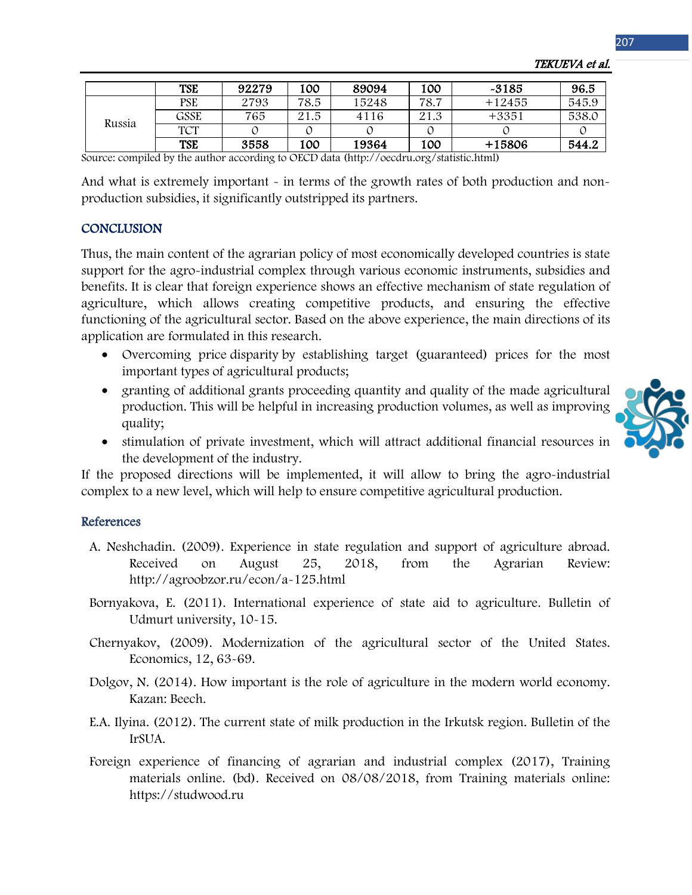|  | TSE | 92279 | 100 | 89094 | 100 | -3185 | 96.5 |
|---|---|---|---|---|---|---|---|
| Russia | PSE | 2793 | 78.5 | 15248 | 78.7 | +12455 | 545.9 |
|  | GSSE | 765 | 21.5 | 4116 | 21.3 | +3351 | 538.0 |
|  | TCT | 0 | 0 | 0 | 0 | 0 | 0 |
|  | TSE | 3558 | 100 | 19364 | 100 | +15806 | 544.2 |

Source: compiled by the author according to OECD data (http://oecdru.org/statistic.html)

And what is extremely important - in terms of the growth rates of both production and non-production subsidies, it significantly outstripped its partners.

## CONCLUSION

Thus, the main content of the agrarian policy of most economically developed countries is state support for the agro-industrial complex through various economic instruments, subsidies and benefits. It is clear that foreign experience shows an effective mechanism of state regulation of agriculture, which allows creating competitive products, and ensuring the effective functioning of the agricultural sector. Based on the above experience, the main directions of its application are formulated in this research.

- Overcoming price disparity by establishing target (guaranteed) prices for the most important types of agricultural products;
- granting of additional grants proceeding quantity and quality of the made agricultural production. This will be helpful in increasing production volumes, as well as improving quality;
- stimulation of private investment, which will attract additional financial resources in the development of the industry.

If the proposed directions will be implemented, it will allow to bring the agro-industrial complex to a new level, which will help to ensure competitive agricultural production.

## References

A. Neshchadin. (2009). Experience in state regulation and support of agriculture abroad. Received on August 25, 2018, from the Agrarian Review: http://agroobzor.ru/econ/a-125.html

Bornyakova, E. (2011). International experience of state aid to agriculture. Bulletin of Udmurt university, 10-15.

Chernyakov, (2009). Modernization of the agricultural sector of the United States. Economics, 12, 63-69.

Dolgov, N. (2014). How important is the role of agriculture in the modern world economy. Kazan: Beech.

E.A. Ilyina. (2012). The current state of milk production in the Irkutsk region. Bulletin of the IrSUA.

Foreign experience of financing of agrarian and industrial complex (2017), Training materials online. (bd). Received on 08/08/2018, from Training materials online: https://studwood.ru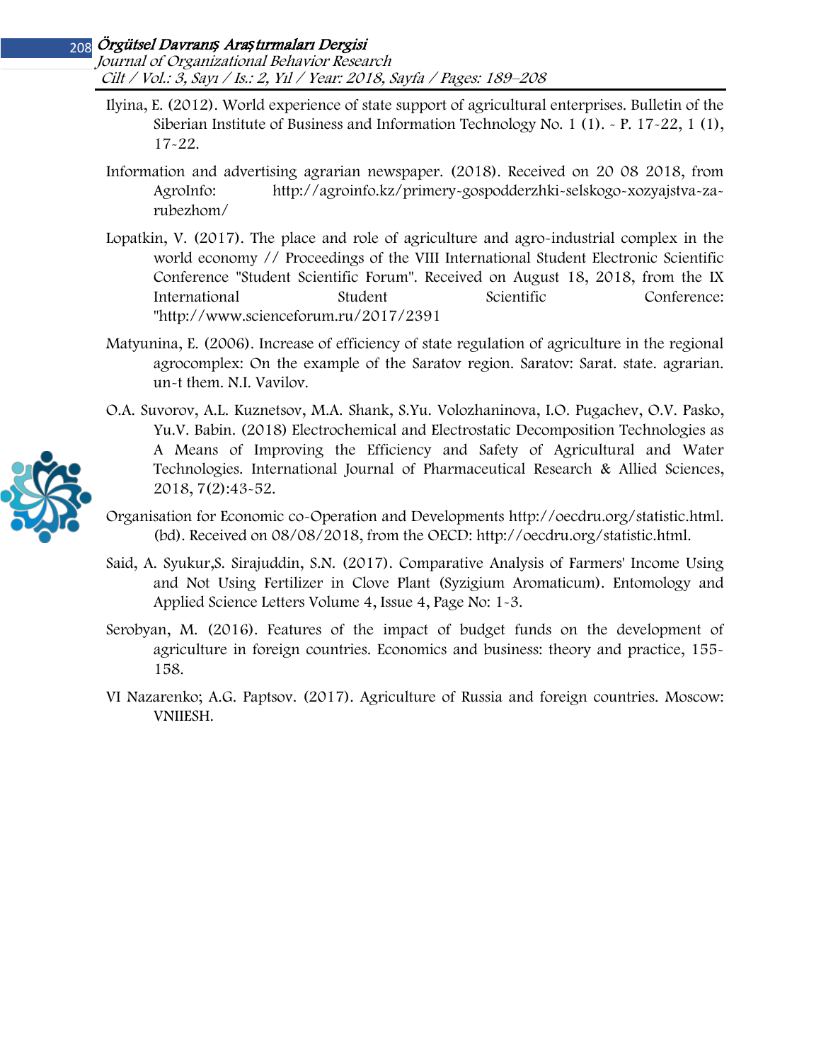Ilyina, E. (2012). World experience of state support of agricultural enterprises. Bulletin of the Siberian Institute of Business and Information Technology No. 1 (1). - P. 17-22, 1 (1), 17-22.

Information and advertising agrarian newspaper. (2018). Received on 20 08 2018, from AgroInfo: http://agroinfo.kz/primery-gospodderzhki-selskogo-xozyajstva-za-rubezhom/

Lopatkin, V. (2017). The place and role of agriculture and agro-industrial complex in the world economy // Proceedings of the VIII International Student Electronic Scientific Conference "Student Scientific Forum". Received on August 18, 2018, from the IX International Student Scientific Conference: "http://www.scienceforum.ru/2017/2391

Matyunina, E. (2006). Increase of efficiency of state regulation of agriculture in the regional agrocomplex: On the example of the Saratov region. Saratov: Sarat. state. agrarian. un-t them. N.I. Vavilov.

O.A. Suvorov, A.L. Kuznetsov, M.A. Shank, S.Yu. Volozhaninova, I.O. Pugachev, O.V. Pasko, Yu.V. Babin. (2018) Electrochemical and Electrostatic Decomposition Technologies as A Means of Improving the Efficiency and Safety of Agricultural and Water Technologies. International Journal of Pharmaceutical Research & Allied Sciences, 2018, 7(2):43-52.

Organisation for Economic co-Operation and Developments http://oecdru.org/statistic.html. (bd). Received on 08/08/2018, from the OECD: http://oecdru.org/statistic.html.

Said, A. Syukur,S. Sirajuddin, S.N. (2017). Comparative Analysis of Farmers' Income Using and Not Using Fertilizer in Clove Plant (Syzigium Aromaticum). Entomology and Applied Science Letters Volume 4, Issue 4, Page No: 1-3.

Serobyan, M. (2016). Features of the impact of budget funds on the development of agriculture in foreign countries. Economics and business: theory and practice, 155-158.

VI Nazarenko; A.G. Paptsov. (2017). Agriculture of Russia and foreign countries. Moscow: VNIIESH.